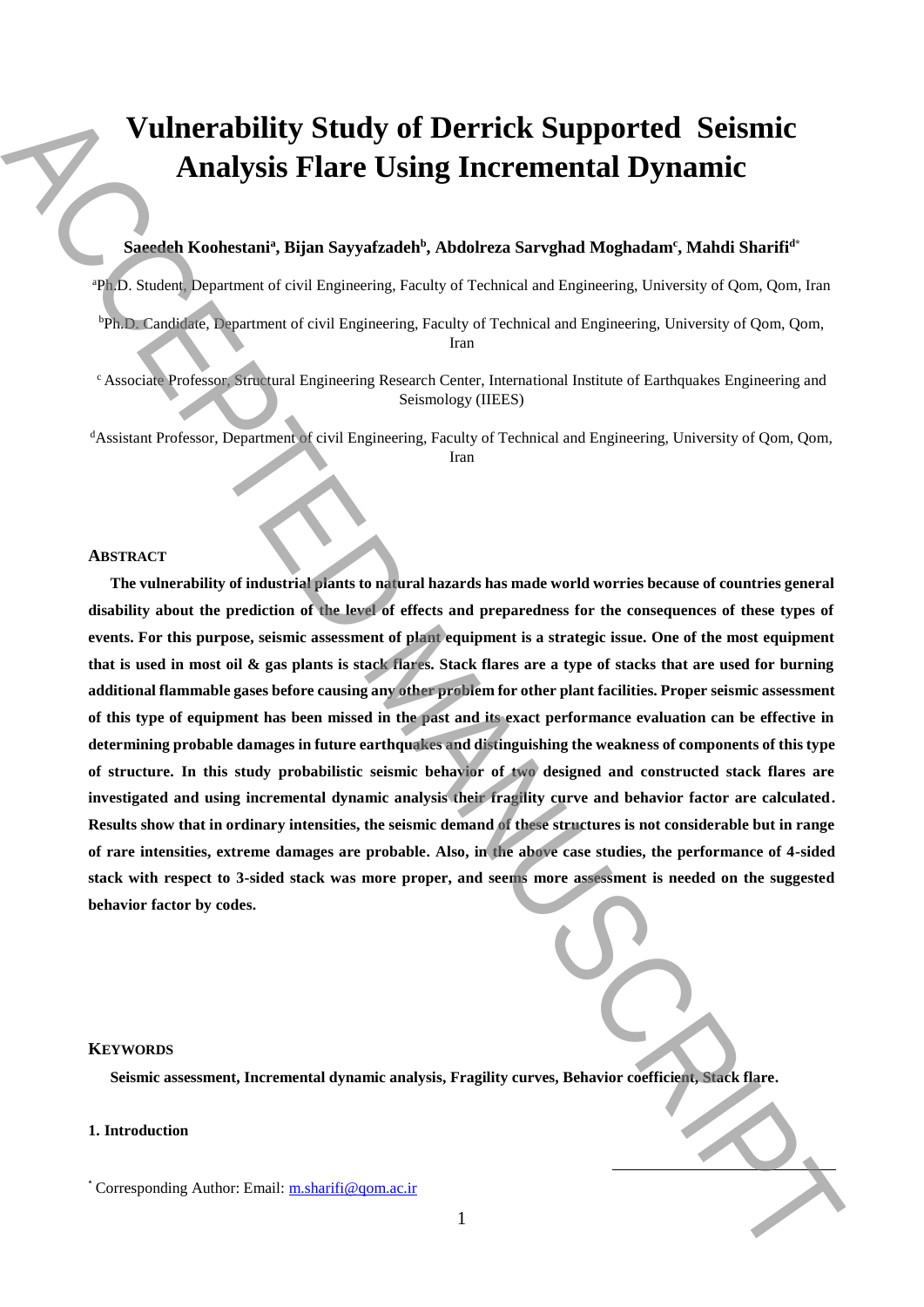# Vulnerability Study of Derrick Supported Seismic Analysis Flare Using Incremental Dynamic

**Saeedeh Koohestani[a], Bijan Sayyafzadeh[b], Abdolreza Sarvghad Moghadam[c], Mahdi Sharifi[d*]**

[a]Ph.D. Student, Department of civil Engineering, Faculty of Technical and Engineering, University of Qom, Qom, Iran

[b]Ph.D. Candidate, Department of civil Engineering, Faculty of Technical and Engineering, University of Qom, Qom, Iran

[c] Associate Professor, Structural Engineering Research Center, International Institute of Earthquakes Engineering and Seismology (IIEES)

[d]Assistant Professor, Department of civil Engineering, Faculty of Technical and Engineering, University of Qom, Qom, Iran

## ABSTRACT

**The vulnerability of industrial plants to natural hazards has made world worries because of countries general disability about the prediction of the level of effects and preparedness for the consequences of these types of events. For this purpose, seismic assessment of plant equipment is a strategic issue. One of the most equipment that is used in most oil & gas plants is stack flares. Stack flares are a type of stacks that are used for burning additional flammable gases before causing any other problem for other plant facilities. Proper seismic assessment of this type of equipment has been missed in the past and its exact performance evaluation can be effective in determining probable damages in future earthquakes and distinguishing the weakness of components of this type of structure. In this study probabilistic seismic behavior of two designed and constructed stack flares are investigated and using incremental dynamic analysis their fragility curve and behavior factor are calculated. Results show that in ordinary intensities, the seismic demand of these structures is not considerable but in range of rare intensities, extreme damages are probable. Also, in the above case studies, the performance of 4-sided stack with respect to 3-sided stack was more proper, and seems more assessment is needed on the suggested behavior factor by codes.**

## KEYWORDS

**Seismic assessment, Incremental dynamic analysis, Fragility curves, Behavior coefficient, Stack flare.**

## 1. Introduction

* Corresponding Author: Email: m.sharifi@qom.ac.ir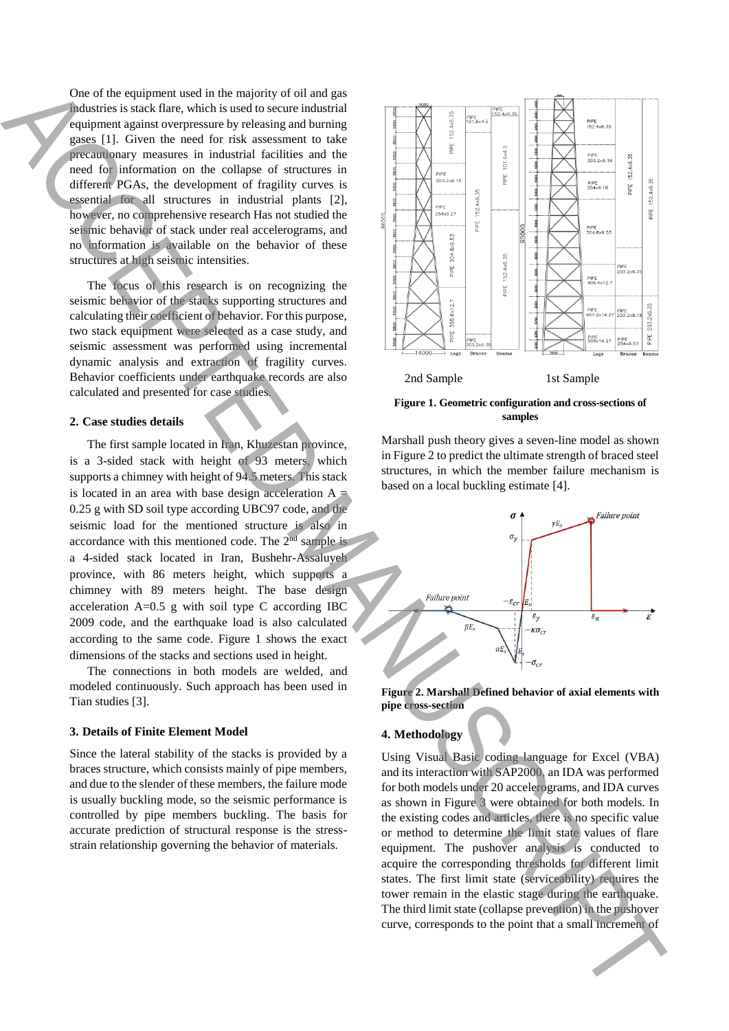One of the equipment used in the majority of oil and gas industries is stack flare, which is used to secure industrial equipment against overpressure by releasing and burning gases [1]. Given the need for risk assessment to take precautionary measures in industrial facilities and the need for information on the collapse of structures in different PGAs, the development of fragility curves is essential for all structures in industrial plants [2], however, no comprehensive research Has not studied the seismic behavior of stack under real accelerograms, and no information is available on the behavior of these structures at high seismic intensities.

The focus of this research is on recognizing the seismic behavior of the stacks supporting structures and calculating their coefficient of behavior. For this purpose, two stack equipment were selected as a case study, and seismic assessment was performed using incremental dynamic analysis and extraction of fragility curves. Behavior coefficients under earthquake records are also calculated and presented for case studies.

## 2. Case studies details

The first sample located in Iran, Khuzestan province, is a 3-sided stack with height of 93 meters, which supports a chimney with height of 94.5 meters. This stack is located in an area with base design acceleration A = 0.25 g with SD soil type according UBC97 code, and the seismic load for the mentioned structure is also in accordance with this mentioned code. The 2[nd] sample is a 4-sided stack located in Iran, Bushehr-Assaluyeh province, with 86 meters height, which supports a chimney with 89 meters height. The base design acceleration A=0.5 g with soil type C according IBC 2009 code, and the earthquake load is also calculated according to the same code. Figure 1 shows the exact dimensions of the stacks and sections used in height.

The connections in both models are welded, and modeled continuously. Such approach has been used in Tian studies [3].

## 3. Details of Finite Element Model

Since the lateral stability of the stacks is provided by a braces structure, which consists mainly of pipe members, and due to the slender of these members, the failure mode is usually buckling mode, so the seismic performance is controlled by pipe members buckling. The basis for accurate prediction of structural response is the stress-strain relationship governing the behavior of materials.

2nd Sample 1st Sample

**Figure 1. Geometric configuration and cross-sections of samples**

Marshall push theory gives a seven-line model as shown in Figure 2 to predict the ultimate strength of braced steel structures, in which the member failure mechanism is based on a local buckling estimate [4].

**Figure 2. Marshall Defined behavior of axial elements with pipe cross-section**

## 4. Methodology

Using Visual Basic coding language for Excel (VBA) and its interaction with SAP2000, an IDA was performed for both models under 20 accelerograms, and IDA curves as shown in Figure 3 were obtained for both models. In the existing codes and articles, there is no specific value or method to determine the limit state values of flare equipment. The pushover analysis is conducted to acquire the corresponding thresholds for different limit states. The first limit state (serviceability) requires the tower remain in the elastic stage during the earthquake. The third limit state (collapse prevention) in the pushover curve, corresponds to the point that a small increment of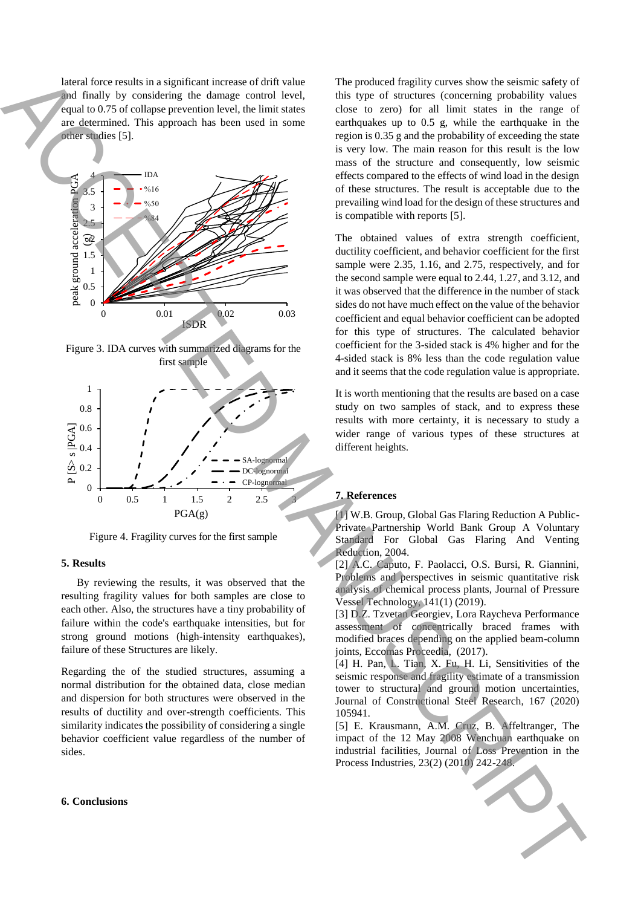lateral force results in a significant increase of drift value and finally by considering the damage control level, equal to 0.75 of collapse prevention level, the limit states are determined. This approach has been used in some other studies [5].

4
3.5
3
2.5
2
1.5
1
0.5
0
peak ground acceleration PGA (g)
0
0.01
0.02
0.03
ISDR
IDA
%16
%50
%84

Figure 3. IDA curves with summarized diagrams for the first sample

1
0.8
0.6
0.4
0.2
0
P [S> s |PGA]
0
0.5
1
1.5
2
2.5
3
PGA(g)
SA-lognormal
DC-lognormal
CP-lognormal

Figure 4. Fragility curves for the first sample

## 5. Results

By reviewing the results, it was observed that the resulting fragility values for both samples are close to each other. Also, the structures have a tiny probability of failure within the code's earthquake intensities, but for strong ground motions (high-intensity earthquakes), failure of these Structures are likely.

Regarding the of the studied structures, assuming a normal distribution for the obtained data, close median and dispersion for both structures were observed in the results of ductility and over-strength coefficients. This similarity indicates the possibility of considering a single behavior coefficient value regardless of the number of sides.

## 6. Conclusions

The produced fragility curves show the seismic safety of this type of structures (concerning probability values close to zero) for all limit states in the range of earthquakes up to 0.5 g, while the earthquake in the region is 0.35 g and the probability of exceeding the state is very low. The main reason for this result is the low mass of the structure and consequently, low seismic effects compared to the effects of wind load in the design of these structures. The result is acceptable due to the prevailing wind load for the design of these structures and is compatible with reports [5].

The obtained values of extra strength coefficient, ductility coefficient, and behavior coefficient for the first sample were 2.35, 1.16, and 2.75, respectively, and for the second sample were equal to 2.44, 1.27, and 3.12, and it was observed that the difference in the number of stack sides do not have much effect on the value of the behavior coefficient and equal behavior coefficient can be adopted for this type of structures. The calculated behavior coefficient for the 3-sided stack is 4% higher and for the 4-sided stack is 8% less than the code regulation value and it seems that the code regulation value is appropriate.

It is worth mentioning that the results are based on a case study on two samples of stack, and to express these results with more certainty, it is necessary to study a wider range of various types of these structures at different heights.

## 7. References

[1] W.B. Group, Global Gas Flaring Reduction A Public-Private Partnership World Bank Group A Voluntary Standard For Global Gas Flaring And Venting Reduction, 2004.

[2] A.C. Caputo, F. Paolacci, O.S. Bursi, R. Giannini, Problems and perspectives in seismic quantitative risk analysis of chemical process plants, Journal of Pressure Vessel Technology, 141(1) (2019).

[3] D.Z. Tzvetan Georgiev, Lora Raycheva Performance assessment of concentrically braced frames with modified braces depending on the applied beam-column joints, Eccomas Proceedia, (2017).

[4] H. Pan, L. Tian, X. Fu, H. Li, Sensitivities of the seismic response and fragility estimate of a transmission tower to structural and ground motion uncertainties, Journal of Constructional Steel Research, 167 (2020) 105941.

[5] E. Krausmann, A.M. Cruz, B. Affeltranger, The impact of the 12 May 2008 Wenchuan earthquake on industrial facilities, Journal of Loss Prevention in the Process Industries, 23(2) (2010) 242-248.